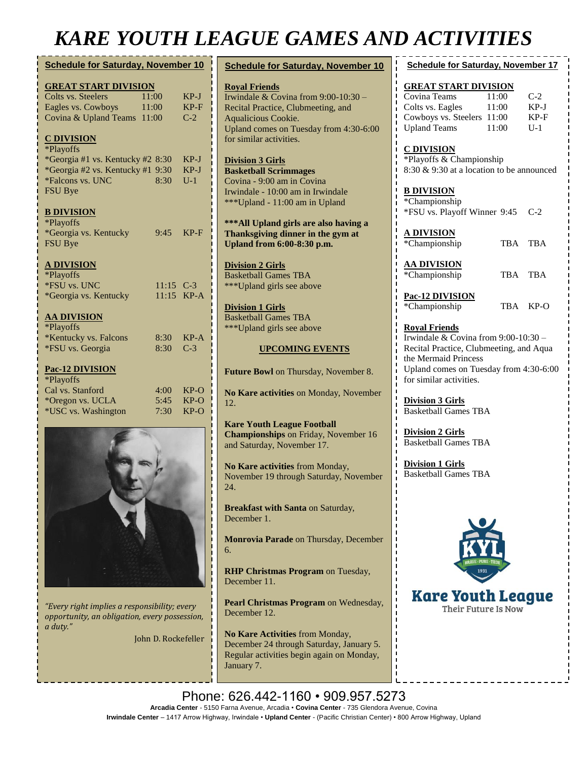# KARE YOUTH LEAGUE GAMES AND ACTIVITIES

## Schedule for Saturday, November 10

### GREAT START DIVISION

| | | |
|---|---|---|
| Colts vs. Steelers | 11:00 | KP-J |
| Eagles vs. Cowboys | 11:00 | KP-F |
| Covina & Upland Teams | 11:00 | C-2 |

### C DIVISION

*Playoffs

| | | |
|---|---|---|
| *Georgia #1 vs. Kentucky #2 | 8:30 | KP-J |
| *Georgia #2 vs. Kentucky #1 | 9:30 | KP-J |
| *Falcons vs. UNC | 8:30 | U-1 |
| FSU Bye | | |

### B DIVISION

*Playoffs

| | | |
|---|---|---|
| *Georgia vs. Kentucky | 9:45 | KP-F |
| FSU Bye | | |

### A DIVISION

*Playoffs

| | | |
|---|---|---|
| *FSU vs. UNC | 11:15 | C-3 |
| *Georgia vs. Kentucky | 11:15 | KP-A |

### AA DIVISION

*Playoffs

| | | |
|---|---|---|
| *Kentucky vs. Falcons | 8:30 | KP-A |
| *FSU vs. Georgia | 8:30 | C-3 |

### Pac-12 DIVISION

*Playoffs

| | | |
|---|---|---|
| Cal vs. Stanford | 4:00 | KP-O |
| *Oregon vs. UCLA | 5:45 | KP-O |
| *USC vs. Washington | 7:30 | KP-O |

*"Every right implies a responsibility; every opportunity, an obligation, every possession, a duty."*

John D. Rockefeller

## Schedule for Saturday, November 10

**Royal Friends**
Irwindale & Covina from 9:00-10:30 – Recital Practice, Clubmeeting, and Aqualicious Cookie.
Upland comes on Tuesday from 4:30-6:00 for similar activities.

**Division 3 Girls**
**Basketball Scrimmages**
Covina - 9:00 am in Covina
Irwindale - 10:00 am in Irwindale
***Upland - 11:00 am in Upland

**\*\*\*All Upland girls are also having a Thanksgiving dinner in the gym at Upland from 6:00-8:30 p.m.**

**Division 2 Girls**
Basketball Games TBA
***Upland girls see above

**Division 1 Girls**
Basketball Games TBA
***Upland girls see above

### UPCOMING EVENTS

**Future Bowl** on Thursday, November 8.

**No Kare activities** on Monday, November 12.

**Kare Youth League Football Championships** on Friday, November 16 and Saturday, November 17.

**No Kare activities** from Monday, November 19 through Saturday, November 24.

**Breakfast with Santa** on Saturday, December 1.

**Monrovia Parade** on Thursday, December 6.

**RHP Christmas Program** on Tuesday, December 11.

**Pearl Christmas Program** on Wednesday, December 12.

**No Kare Activities** from Monday, December 24 through Saturday, January 5. Regular activities begin again on Monday, January 7.

## Schedule for Saturday, November 17

### GREAT START DIVISION

| | | |
|---|---|---|
| Covina Teams | 11:00 | C-2 |
| Colts vs. Eagles | 11:00 | KP-J |
| Cowboys vs. Steelers | 11:00 | KP-F |
| Upland Teams | 11:00 | U-1 |

### C DIVISION

*Playoffs & Championship
8:30 & 9:30 at a location to be announced

### B DIVISION

*Championship

| | | |
|---|---|---|
| *FSU vs. Playoff Winner | 9:45 | C-2 |

### A DIVISION

| | | |
|---|---|---|
| *Championship | TBA | TBA |

### AA DIVISION

| | | |
|---|---|---|
| *Championship | TBA | TBA |

### Pac-12 DIVISION

| | | |
|---|---|---|
| *Championship | TBA | KP-O |

**Royal Friends**
Irwindale & Covina from 9:00-10:30 – Recital Practice, Clubmeeting, and Aqua the Mermaid Princess
Upland comes on Tuesday from 4:30-6:00 for similar activities.

**Division 3 Girls**
Basketball Games TBA

**Division 2 Girls**
Basketball Games TBA

**Division 1 Girls**
Basketball Games TBA

KYL BRAVE · PURE · TRUE 1931

**Kare Youth League**
Their Future Is Now

Phone: 626.442-1160 • 909.957.5273

**Arcadia Center** - 5150 Farna Avenue, Arcadia • **Covina Center** - 735 Glendora Avenue, Covina
**Irwindale Center** – 1417 Arrow Highway, Irwindale • **Upland Center** - (Pacific Christian Center) • 800 Arrow Highway, Upland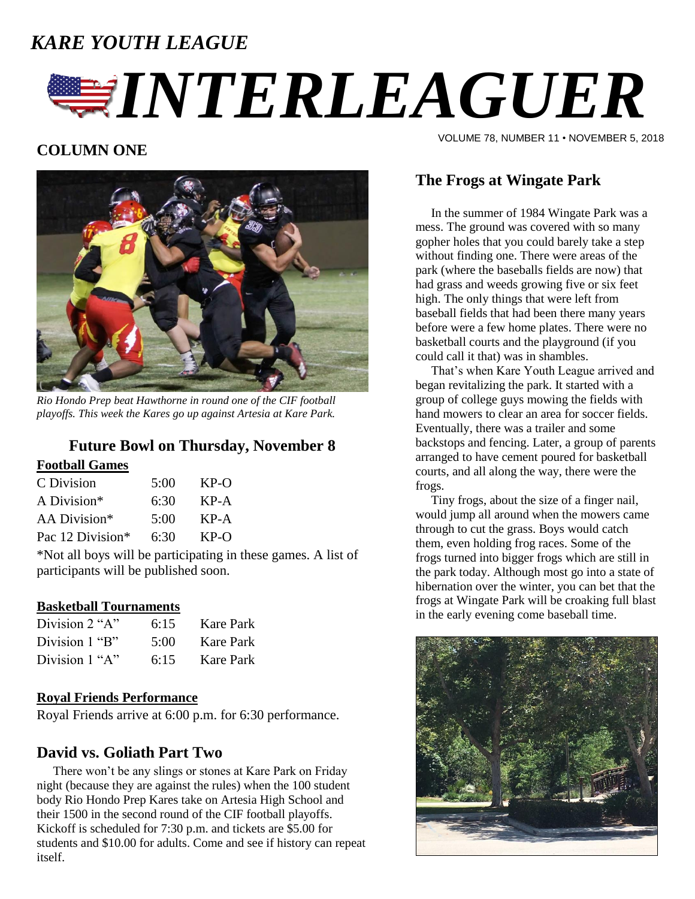*KARE YOUTH LEAGUE*

# *INTERLEAGUER*

VOLUME 78, NUMBER 11 • NOVEMBER 5, 2018

## COLUMN ONE

*Rio Hondo Prep beat Hawthorne in round one of the CIF football playoffs. This week the Kares go up against Artesia at Kare Park.*

### Future Bowl on Thursday, November 8

**Football Games**

| | | |
|---|---|---|
| C Division | 5:00 | KP-O |
| A Division* | 6:30 | KP-A |
| AA Division* | 5:00 | KP-A |
| Pac 12 Division* | 6:30 | KP-O |

*Not all boys will be participating in these games. A list of participants will be published soon.

**Basketball Tournaments**

| | | |
|---|---|---|
| Division 2 "A" | 6:15 | Kare Park |
| Division 1 "B" | 5:00 | Kare Park |
| Division 1 "A" | 6:15 | Kare Park |

**Royal Friends Performance**

Royal Friends arrive at 6:00 p.m. for 6:30 performance.

### David vs. Goliath Part Two

There won't be any slings or stones at Kare Park on Friday night (because they are against the rules) when the 100 student body Rio Hondo Prep Kares take on Artesia High School and their 1500 in the second round of the CIF football playoffs. Kickoff is scheduled for 7:30 p.m. and tickets are $5.00 for students and $10.00 for adults. Come and see if history can repeat itself.

### The Frogs at Wingate Park

In the summer of 1984 Wingate Park was a mess. The ground was covered with so many gopher holes that you could barely take a step without finding one. There were areas of the park (where the baseballs fields are now) that had grass and weeds growing five or six feet high. The only things that were left from baseball fields that had been there many years before were a few home plates. There were no basketball courts and the playground (if you could call it that) was in shambles.

That's when Kare Youth League arrived and began revitalizing the park. It started with a group of college guys mowing the fields with hand mowers to clear an area for soccer fields. Eventually, there was a trailer and some backstops and fencing. Later, a group of parents arranged to have cement poured for basketball courts, and all along the way, there were the frogs.

Tiny frogs, about the size of a finger nail, would jump all around when the mowers came through to cut the grass. Boys would catch them, even holding frog races. Some of the frogs turned into bigger frogs which are still in the park today. Although most go into a state of hibernation over the winter, you can bet that the frogs at Wingate Park will be croaking full blast in the early evening come baseball time.